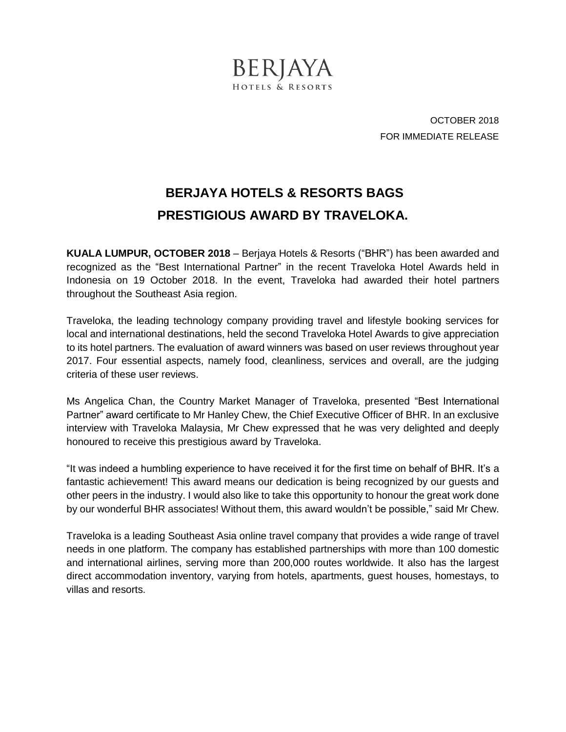BERJAYA
HOTELS & RESORTS

OCTOBER 2018
FOR IMMEDIATE RELEASE

# BERJAYA HOTELS & RESORTS BAGS PRESTIGIOUS AWARD BY TRAVELOKA.

**KUALA LUMPUR, OCTOBER 2018** – Berjaya Hotels & Resorts ("BHR") has been awarded and recognized as the "Best International Partner" in the recent Traveloka Hotel Awards held in Indonesia on 19 October 2018. In the event, Traveloka had awarded their hotel partners throughout the Southeast Asia region.

Traveloka, the leading technology company providing travel and lifestyle booking services for local and international destinations, held the second Traveloka Hotel Awards to give appreciation to its hotel partners. The evaluation of award winners was based on user reviews throughout year 2017. Four essential aspects, namely food, cleanliness, services and overall, are the judging criteria of these user reviews.

Ms Angelica Chan, the Country Market Manager of Traveloka, presented "Best International Partner" award certificate to Mr Hanley Chew, the Chief Executive Officer of BHR. In an exclusive interview with Traveloka Malaysia, Mr Chew expressed that he was very delighted and deeply honoured to receive this prestigious award by Traveloka.

"It was indeed a humbling experience to have received it for the first time on behalf of BHR. It's a fantastic achievement! This award means our dedication is being recognized by our guests and other peers in the industry. I would also like to take this opportunity to honour the great work done by our wonderful BHR associates! Without them, this award wouldn't be possible," said Mr Chew.

Traveloka is a leading Southeast Asia online travel company that provides a wide range of travel needs in one platform. The company has established partnerships with more than 100 domestic and international airlines, serving more than 200,000 routes worldwide. It also has the largest direct accommodation inventory, varying from hotels, apartments, guest houses, homestays, to villas and resorts.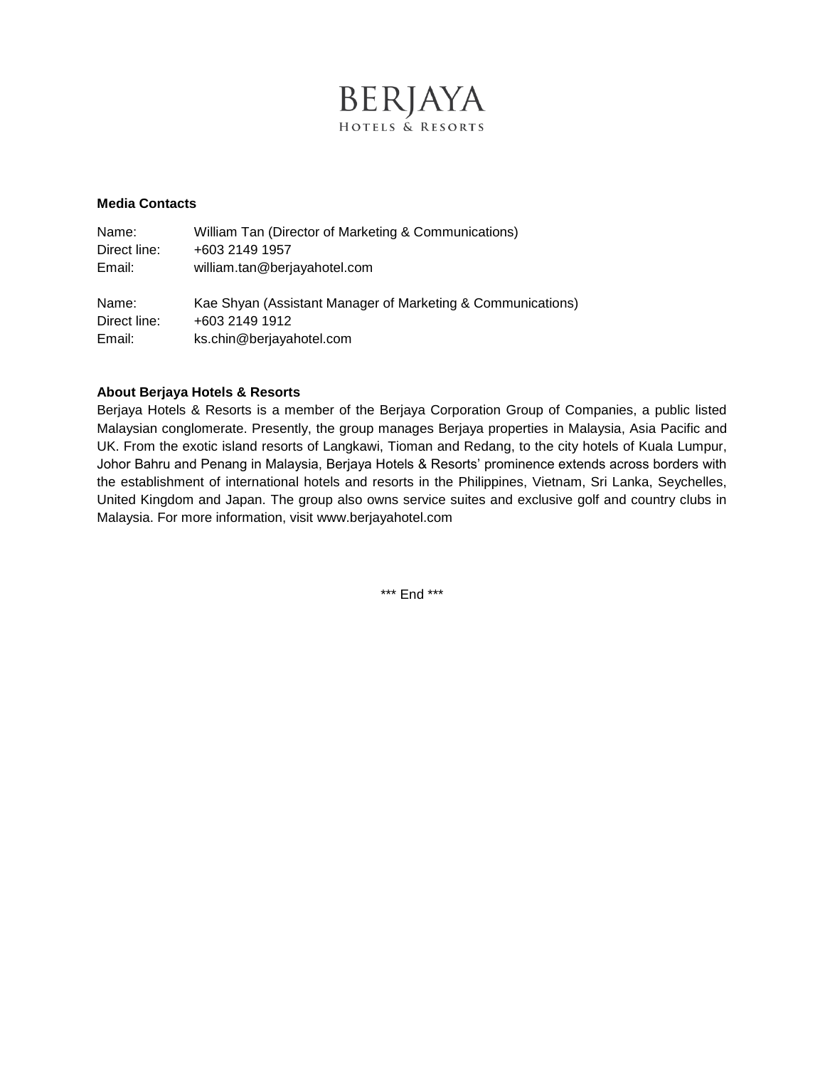BERJAYA
HOTELS & RESORTS

**Media Contacts**

| | |
|---|---|
| Name: | William Tan (Director of Marketing & Communications) |
| Direct line: | +603 2149 1957 |
| Email: | william.tan@berjayahotel.com |

| | |
|---|---|
| Name: | Kae Shyan (Assistant Manager of Marketing & Communications) |
| Direct line: | +603 2149 1912 |
| Email: | ks.chin@berjayahotel.com |

**About Berjaya Hotels & Resorts**

Berjaya Hotels & Resorts is a member of the Berjaya Corporation Group of Companies, a public listed Malaysian conglomerate. Presently, the group manages Berjaya properties in Malaysia, Asia Pacific and UK. From the exotic island resorts of Langkawi, Tioman and Redang, to the city hotels of Kuala Lumpur, Johor Bahru and Penang in Malaysia, Berjaya Hotels & Resorts' prominence extends across borders with the establishment of international hotels and resorts in the Philippines, Vietnam, Sri Lanka, Seychelles, United Kingdom and Japan. The group also owns service suites and exclusive golf and country clubs in Malaysia. For more information, visit www.berjayahotel.com

*** End ***